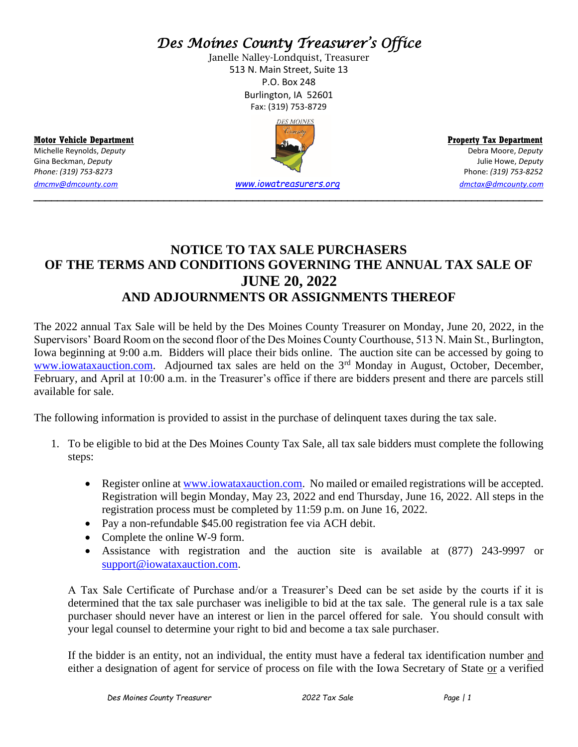# *Des Moines County Treasurer's Office*

Janelle Nalley-Londquist, Treasurer
513 N. Main Street, Suite 13
P.O. Box 248
Burlington, IA 52601
Fax: (319) 753-8729

**Motor Vehicle Department**
Michelle Reynolds, *Deputy*
Gina Beckman, *Deputy*
*Phone: (319) 753-8273*
*dmcmv@dmcounty.com*

*www.iowatreasurers.org*

**Property Tax Department**
Debra Moore, *Deputy*
Julie Howe, *Deputy*
Phone: *(319) 753-8252*
*dmctax@dmcounty.com*

---

## NOTICE TO TAX SALE PURCHASERS OF THE TERMS AND CONDITIONS GOVERNING THE ANNUAL TAX SALE OF JUNE 20, 2022 AND ADJOURNMENTS OR ASSIGNMENTS THEREOF

The 2022 annual Tax Sale will be held by the Des Moines County Treasurer on Monday, June 20, 2022, in the Supervisors' Board Room on the second floor of the Des Moines County Courthouse, 513 N. Main St., Burlington, Iowa beginning at 9:00 a.m. Bidders will place their bids online. The auction site can be accessed by going to www.iowataxauction.com. Adjourned tax sales are held on the 3rd Monday in August, October, December, February, and April at 10:00 a.m. in the Treasurer's office if there are bidders present and there are parcels still available for sale.

The following information is provided to assist in the purchase of delinquent taxes during the tax sale.

1. To be eligible to bid at the Des Moines County Tax Sale, all tax sale bidders must complete the following steps:

   - Register online at www.iowataxauction.com. No mailed or emailed registrations will be accepted. Registration will begin Monday, May 23, 2022 and end Thursday, June 16, 2022. All steps in the registration process must be completed by 11:59 p.m. on June 16, 2022.
   - Pay a non-refundable $45.00 registration fee via ACH debit.
   - Complete the online W-9 form.
   - Assistance with registration and the auction site is available at (877) 243-9997 or support@iowataxauction.com.

   A Tax Sale Certificate of Purchase and/or a Treasurer's Deed can be set aside by the courts if it is determined that the tax sale purchaser was ineligible to bid at the tax sale. The general rule is a tax sale purchaser should never have an interest or lien in the parcel offered for sale. You should consult with your legal counsel to determine your right to bid and become a tax sale purchaser.

   If the bidder is an entity, not an individual, the entity must have a federal tax identification number and either a designation of agent for service of process on file with the Iowa Secretary of State or a verified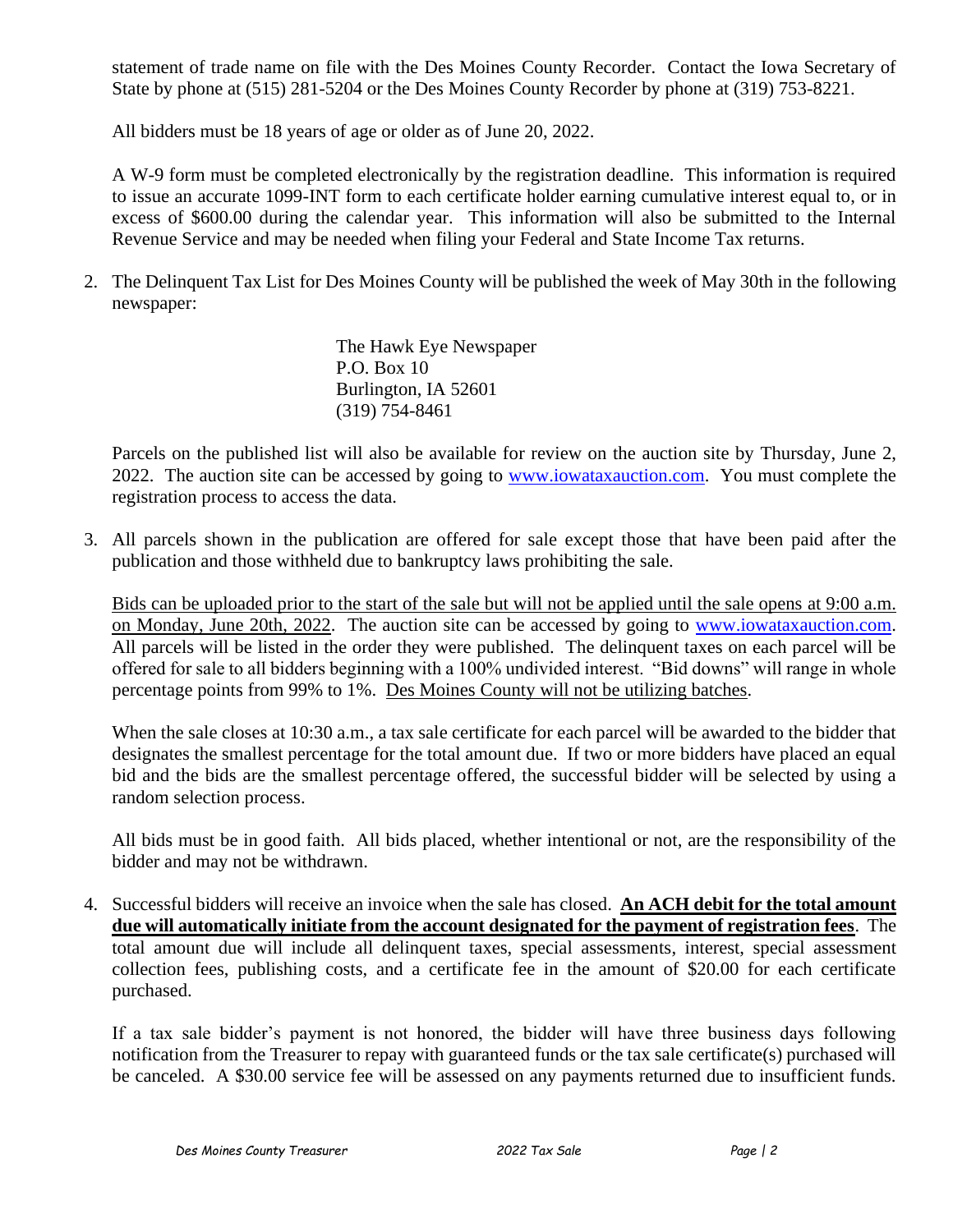statement of trade name on file with the Des Moines County Recorder. Contact the Iowa Secretary of State by phone at (515) 281-5204 or the Des Moines County Recorder by phone at (319) 753-8221.

All bidders must be 18 years of age or older as of June 20, 2022.

A W-9 form must be completed electronically by the registration deadline. This information is required to issue an accurate 1099-INT form to each certificate holder earning cumulative interest equal to, or in excess of $600.00 during the calendar year. This information will also be submitted to the Internal Revenue Service and may be needed when filing your Federal and State Income Tax returns.

2. The Delinquent Tax List for Des Moines County will be published the week of May 30th in the following newspaper:

   The Hawk Eye Newspaper
   P.O. Box 10
   Burlington, IA 52601
   (319) 754-8461

   Parcels on the published list will also be available for review on the auction site by Thursday, June 2, 2022. The auction site can be accessed by going to www.iowataxauction.com. You must complete the registration process to access the data.

3. All parcels shown in the publication are offered for sale except those that have been paid after the publication and those withheld due to bankruptcy laws prohibiting the sale.

   <u>Bids can be uploaded prior to the start of the sale but will not be applied until the sale opens at 9:00 a.m. on Monday, June 20th, 2022</u>. The auction site can be accessed by going to www.iowataxauction.com. All parcels will be listed in the order they were published. The delinquent taxes on each parcel will be offered for sale to all bidders beginning with a 100% undivided interest. "Bid downs" will range in whole percentage points from 99% to 1%. <u>Des Moines County will not be utilizing batches</u>.

   When the sale closes at 10:30 a.m., a tax sale certificate for each parcel will be awarded to the bidder that designates the smallest percentage for the total amount due. If two or more bidders have placed an equal bid and the bids are the smallest percentage offered, the successful bidder will be selected by using a random selection process.

   All bids must be in good faith. All bids placed, whether intentional or not, are the responsibility of the bidder and may not be withdrawn.

4. Successful bidders will receive an invoice when the sale has closed. **<u>An ACH debit for the total amount due will automatically initiate from the account designated for the payment of registration fees</u>**. The total amount due will include all delinquent taxes, special assessments, interest, special assessment collection fees, publishing costs, and a certificate fee in the amount of $20.00 for each certificate purchased.

   If a tax sale bidder's payment is not honored, the bidder will have three business days following notification from the Treasurer to repay with guaranteed funds or the tax sale certificate(s) purchased will be canceled. A $30.00 service fee will be assessed on any payments returned due to insufficient funds.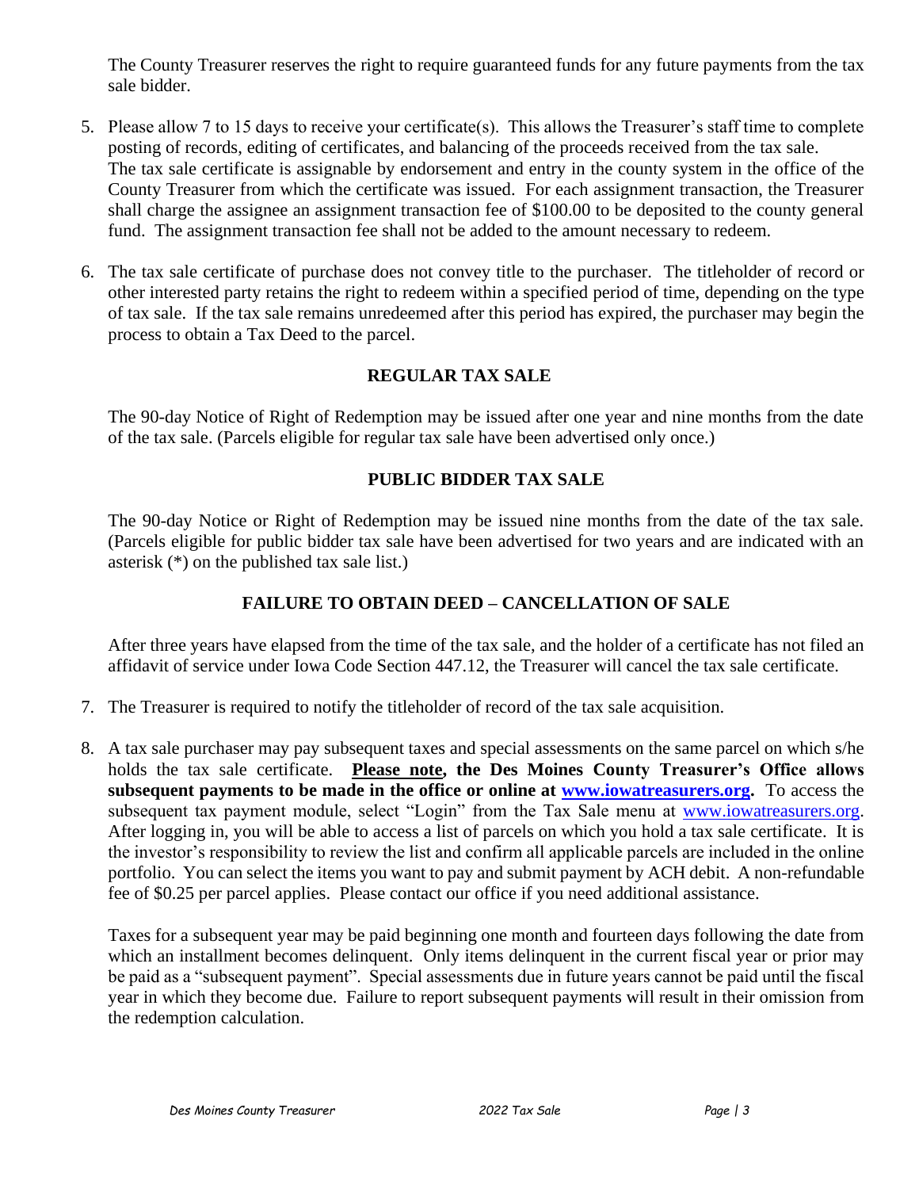The County Treasurer reserves the right to require guaranteed funds for any future payments from the tax sale bidder.

5. Please allow 7 to 15 days to receive your certificate(s). This allows the Treasurer's staff time to complete posting of records, editing of certificates, and balancing of the proceeds received from the tax sale. The tax sale certificate is assignable by endorsement and entry in the county system in the office of the County Treasurer from which the certificate was issued. For each assignment transaction, the Treasurer shall charge the assignee an assignment transaction fee of $100.00 to be deposited to the county general fund. The assignment transaction fee shall not be added to the amount necessary to redeem.

6. The tax sale certificate of purchase does not convey title to the purchaser. The titleholder of record or other interested party retains the right to redeem within a specified period of time, depending on the type of tax sale. If the tax sale remains unredeemed after this period has expired, the purchaser may begin the process to obtain a Tax Deed to the parcel.

**REGULAR TAX SALE**

The 90-day Notice of Right of Redemption may be issued after one year and nine months from the date of the tax sale. (Parcels eligible for regular tax sale have been advertised only once.)

**PUBLIC BIDDER TAX SALE**

The 90-day Notice or Right of Redemption may be issued nine months from the date of the tax sale. (Parcels eligible for public bidder tax sale have been advertised for two years and are indicated with an asterisk (*) on the published tax sale list.)

**FAILURE TO OBTAIN DEED – CANCELLATION OF SALE**

After three years have elapsed from the time of the tax sale, and the holder of a certificate has not filed an affidavit of service under Iowa Code Section 447.12, the Treasurer will cancel the tax sale certificate.

7. The Treasurer is required to notify the titleholder of record of the tax sale acquisition.

8. A tax sale purchaser may pay subsequent taxes and special assessments on the same parcel on which s/he holds the tax sale certificate. **Please note, the Des Moines County Treasurer's Office allows subsequent payments to be made in the office or online at [www.iowatreasurers.org](http://www.iowatreasurers.org).** To access the subsequent tax payment module, select "Login" from the Tax Sale menu at [www.iowatreasurers.org](http://www.iowatreasurers.org). After logging in, you will be able to access a list of parcels on which you hold a tax sale certificate. It is the investor's responsibility to review the list and confirm all applicable parcels are included in the online portfolio. You can select the items you want to pay and submit payment by ACH debit. A non-refundable fee of $0.25 per parcel applies. Please contact our office if you need additional assistance.

   Taxes for a subsequent year may be paid beginning one month and fourteen days following the date from which an installment becomes delinquent. Only items delinquent in the current fiscal year or prior may be paid as a "subsequent payment". Special assessments due in future years cannot be paid until the fiscal year in which they become due. Failure to report subsequent payments will result in their omission from the redemption calculation.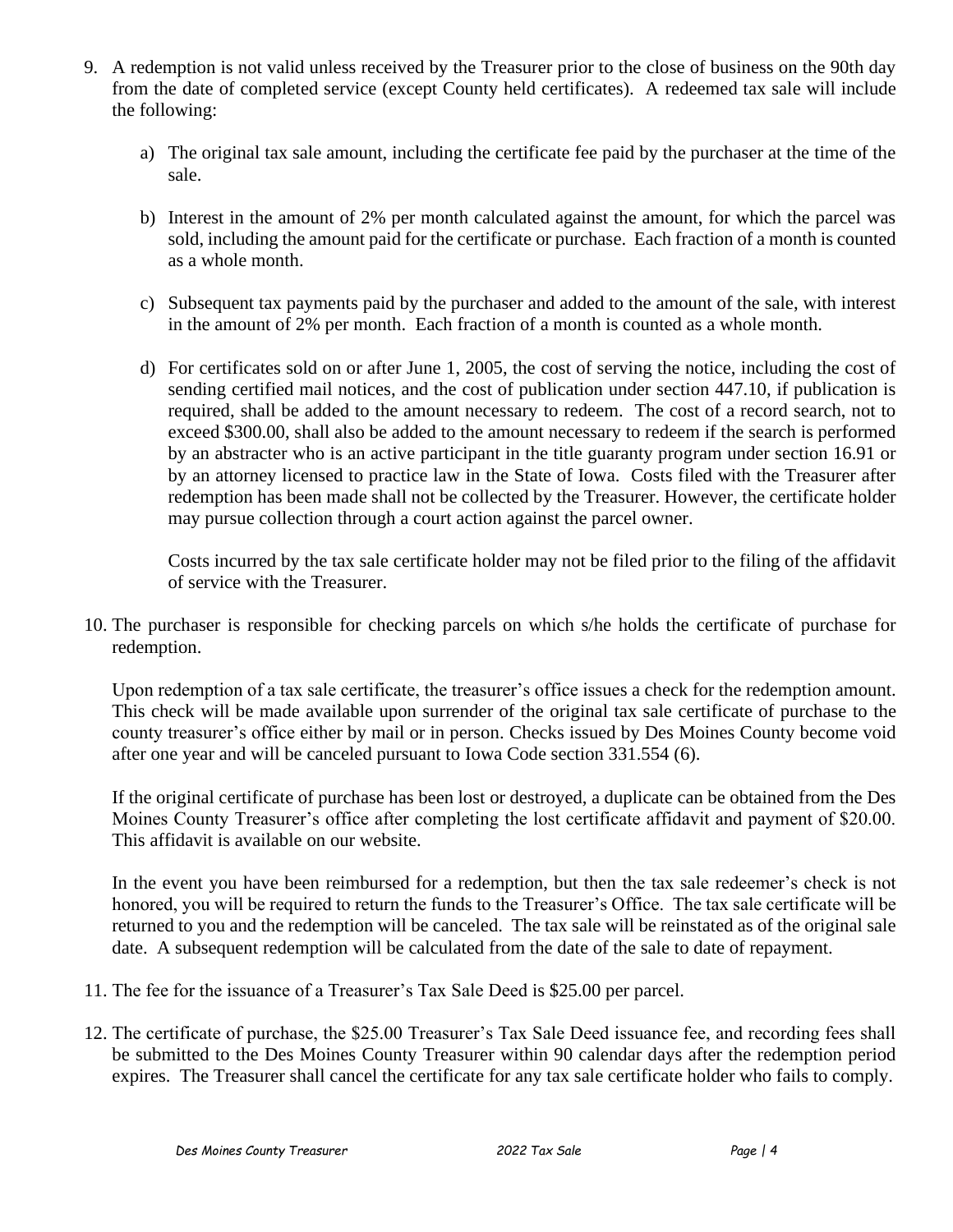9. A redemption is not valid unless received by the Treasurer prior to the close of business on the 90th day from the date of completed service (except County held certificates). A redeemed tax sale will include the following:

    a) The original tax sale amount, including the certificate fee paid by the purchaser at the time of the sale.

    b) Interest in the amount of 2% per month calculated against the amount, for which the parcel was sold, including the amount paid for the certificate or purchase. Each fraction of a month is counted as a whole month.

    c) Subsequent tax payments paid by the purchaser and added to the amount of the sale, with interest in the amount of 2% per month. Each fraction of a month is counted as a whole month.

    d) For certificates sold on or after June 1, 2005, the cost of serving the notice, including the cost of sending certified mail notices, and the cost of publication under section 447.10, if publication is required, shall be added to the amount necessary to redeem. The cost of a record search, not to exceed $300.00, shall also be added to the amount necessary to redeem if the search is performed by an abstracter who is an active participant in the title guaranty program under section 16.91 or by an attorney licensed to practice law in the State of Iowa. Costs filed with the Treasurer after redemption has been made shall not be collected by the Treasurer. However, the certificate holder may pursue collection through a court action against the parcel owner.

       Costs incurred by the tax sale certificate holder may not be filed prior to the filing of the affidavit of service with the Treasurer.

10. The purchaser is responsible for checking parcels on which s/he holds the certificate of purchase for redemption.

    Upon redemption of a tax sale certificate, the treasurer's office issues a check for the redemption amount. This check will be made available upon surrender of the original tax sale certificate of purchase to the county treasurer's office either by mail or in person. Checks issued by Des Moines County become void after one year and will be canceled pursuant to Iowa Code section 331.554 (6).

    If the original certificate of purchase has been lost or destroyed, a duplicate can be obtained from the Des Moines County Treasurer's office after completing the lost certificate affidavit and payment of $20.00. This affidavit is available on our website.

    In the event you have been reimbursed for a redemption, but then the tax sale redeemer's check is not honored, you will be required to return the funds to the Treasurer's Office. The tax sale certificate will be returned to you and the redemption will be canceled. The tax sale will be reinstated as of the original sale date. A subsequent redemption will be calculated from the date of the sale to date of repayment.

11. The fee for the issuance of a Treasurer's Tax Sale Deed is $25.00 per parcel.

12. The certificate of purchase, the $25.00 Treasurer's Tax Sale Deed issuance fee, and recording fees shall be submitted to the Des Moines County Treasurer within 90 calendar days after the redemption period expires. The Treasurer shall cancel the certificate for any tax sale certificate holder who fails to comply.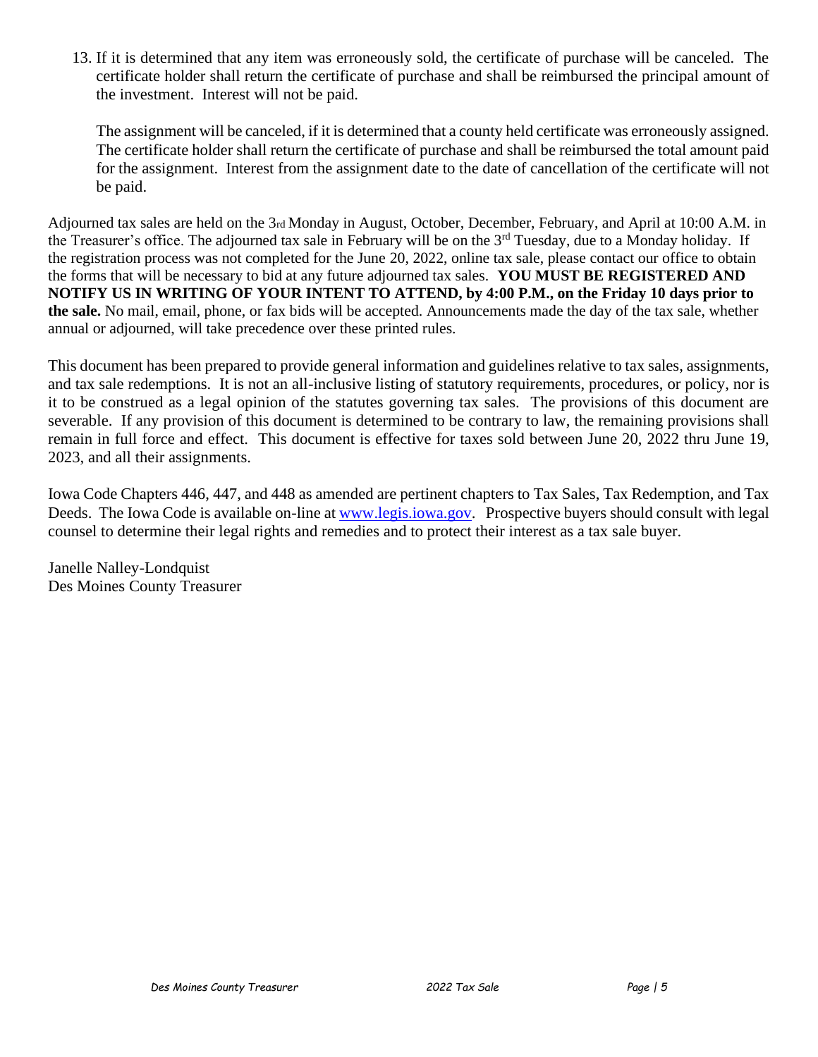13. If it is determined that any item was erroneously sold, the certificate of purchase will be canceled. The certificate holder shall return the certificate of purchase and shall be reimbursed the principal amount of the investment. Interest will not be paid.

    The assignment will be canceled, if it is determined that a county held certificate was erroneously assigned. The certificate holder shall return the certificate of purchase and shall be reimbursed the total amount paid for the assignment. Interest from the assignment date to the date of cancellation of the certificate will not be paid.

Adjourned tax sales are held on the 3rd Monday in August, October, December, February, and April at 10:00 A.M. in the Treasurer's office. The adjourned tax sale in February will be on the 3rd Tuesday, due to a Monday holiday. If the registration process was not completed for the June 20, 2022, online tax sale, please contact our office to obtain the forms that will be necessary to bid at any future adjourned tax sales. **YOU MUST BE REGISTERED AND NOTIFY US IN WRITING OF YOUR INTENT TO ATTEND, by 4:00 P.M., on the Friday 10 days prior to the sale.** No mail, email, phone, or fax bids will be accepted. Announcements made the day of the tax sale, whether annual or adjourned, will take precedence over these printed rules.

This document has been prepared to provide general information and guidelines relative to tax sales, assignments, and tax sale redemptions. It is not an all-inclusive listing of statutory requirements, procedures, or policy, nor is it to be construed as a legal opinion of the statutes governing tax sales. The provisions of this document are severable. If any provision of this document is determined to be contrary to law, the remaining provisions shall remain in full force and effect. This document is effective for taxes sold between June 20, 2022 thru June 19, 2023, and all their assignments.

Iowa Code Chapters 446, 447, and 448 as amended are pertinent chapters to Tax Sales, Tax Redemption, and Tax Deeds. The Iowa Code is available on-line at [www.legis.iowa.gov](www.legis.iowa.gov). Prospective buyers should consult with legal counsel to determine their legal rights and remedies and to protect their interest as a tax sale buyer.

Janelle Nalley-Londquist
Des Moines County Treasurer